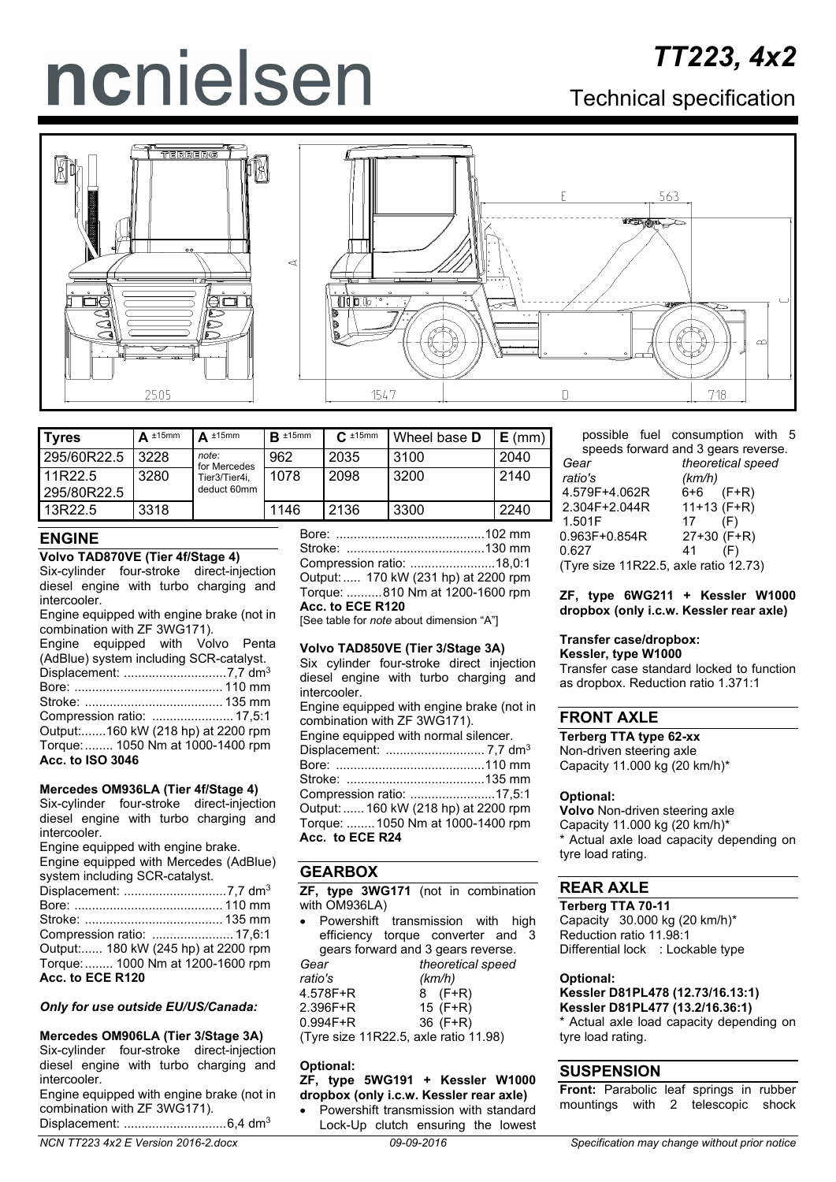# ncnielsen

# TT223, 4x2

## Technical specification

| Tyres | A ±15mm | A ±15mm | B ±15mm | C ±15mm | Wheel base D | E (mm) |
|---|---|---|---|---|---|---|
| 295/60R22.5 | 3228 | *note*: for Mercedes Tier3/Tier4i, deduct 60mm | 962 | 2035 | 3100 | 2040 |
| 11R22.5 295/80R22.5 | 3280 | | 1078 | 2098 | 3200 | 2140 |
| 13R22.5 | 3318 | | 1146 | 2136 | 3300 | 2240 |

## ENGINE

**Volvo TAD870VE (Tier 4f/Stage 4)**
Six-cylinder four-stroke direct-injection diesel engine with turbo charging and intercooler.
Engine equipped with engine brake (not in combination with ZF 3WG171).
Engine equipped with Volvo Penta (AdBlue) system including SCR-catalyst.
Displacement: ............................7,7 dm$^3$
Bore: .......................................... 110 mm
Stroke: ....................................... 135 mm
Compression ratio: ....................... 17,5:1
Output:.......160 kW (218 hp) at 2200 rpm
Torque:........ 1050 Nm at 1000-1400 rpm
**Acc. to ISO 3046**

**Mercedes OM936LA (Tier 4f/Stage 4)**
Six-cylinder four-stroke direct-injection diesel engine with turbo charging and intercooler.
Engine equipped with engine brake.
Engine equipped with Mercedes (AdBlue) system including SCR-catalyst.
Displacement: ............................7,7 dm$^3$
Bore: .......................................... 110 mm
Stroke: ....................................... 135 mm
Compression ratio: ....................... 17,6:1
Output:...... 180 kW (245 hp) at 2200 rpm
Torque:........ 1000 Nm at 1200-1600 rpm
**Acc. to ECE R120**

***Only for use outside EU/US/Canada:***

**Mercedes OM906LA (Tier 3/Stage 3A)**
Six-cylinder four-stroke direct-injection diesel engine with turbo charging and intercooler.
Engine equipped with engine brake (not in combination with ZF 3WG171).
Displacement: ............................6,4 dm$^3$
Bore: ..........................................102 mm
Stroke: .......................................130 mm
Compression ratio: ........................18,0:1
Output: ..... 170 kW (231 hp) at 2200 rpm
Torque: ..........810 Nm at 1200-1600 rpm
**Acc. to ECE R120**
[See table for *note* about dimension "A"]

**Volvo TAD850VE (Tier 3/Stage 3A)**
Six cylinder four-stroke direct injection diesel engine with turbo charging and intercooler.
Engine equipped with engine brake (not in combination with ZF 3WG171).
Engine equipped with normal silencer.
Displacement: ........................... 7,7 dm$^3$
Bore: ..........................................110 mm
Stroke: .......................................135 mm
Compression ratio: ........................17,5:1
Output: ...... 160 kW (218 hp) at 2200 rpm
Torque: ........1050 Nm at 1000-1400 rpm
**Acc. to ECE R24**

## GEARBOX

**ZF, type 3WG171** (not in combination with OM936LA)

- Powershift transmission with high efficiency torque converter and 3 gears forward and 3 gears reverse.

| *Gear ratio's* | *theoretical speed (km/h)* |
|---|---|
| 4.578F+R | 8 (F+R) |
| 2.396F+R | 15 (F+R) |
| 0.994F+R | 36 (F+R) |

(Tyre size 11R22.5, axle ratio 11.98)

**Optional:**
**ZF, type 5WG191 + Kessler W1000 dropbox (only i.c.w. Kessler rear axle)**

- Powershift transmission with standard Lock-Up clutch ensuring the lowest possible fuel consumption with 5 speeds forward and 3 gears reverse.

| *Gear ratio's* | *theoretical speed (km/h)* |
|---|---|
| 4.579F+4.062R | 6+6 (F+R) |
| 2.304F+2.044R | 11+13 (F+R) |
| 1.501F | 17 (F) |
| 0.963F+0.854R | 27+30 (F+R) |
| 0.627 | 41 (F) |

(Tyre size 11R22.5, axle ratio 12.73)

**ZF, type 6WG211 + Kessler W1000 dropbox (only i.c.w. Kessler rear axle)**

**Transfer case/dropbox:**
**Kessler, type W1000**
Transfer case standard locked to function as dropbox. Reduction ratio 1.371:1

## FRONT AXLE

**Terberg TTA type 62-xx**
Non-driven steering axle
Capacity 11.000 kg (20 km/h)*

**Optional:**
**Volvo** Non-driven steering axle
Capacity 11.000 kg (20 km/h)*
* Actual axle load capacity depending on tyre load rating.

## REAR AXLE

**Terberg TTA 70-11**
Capacity 30.000 kg (20 km/h)*
Reduction ratio 11.98:1
Differential lock : Lockable type

**Optional:**
**Kessler D81PL478 (12.73/16.13:1)**
**Kessler D81PL477 (13.2/16.36:1)**
* Actual axle load capacity depending on tyre load rating.

## SUSPENSION

**Front:** Parabolic leaf springs in rubber mountings with 2 telescopic shock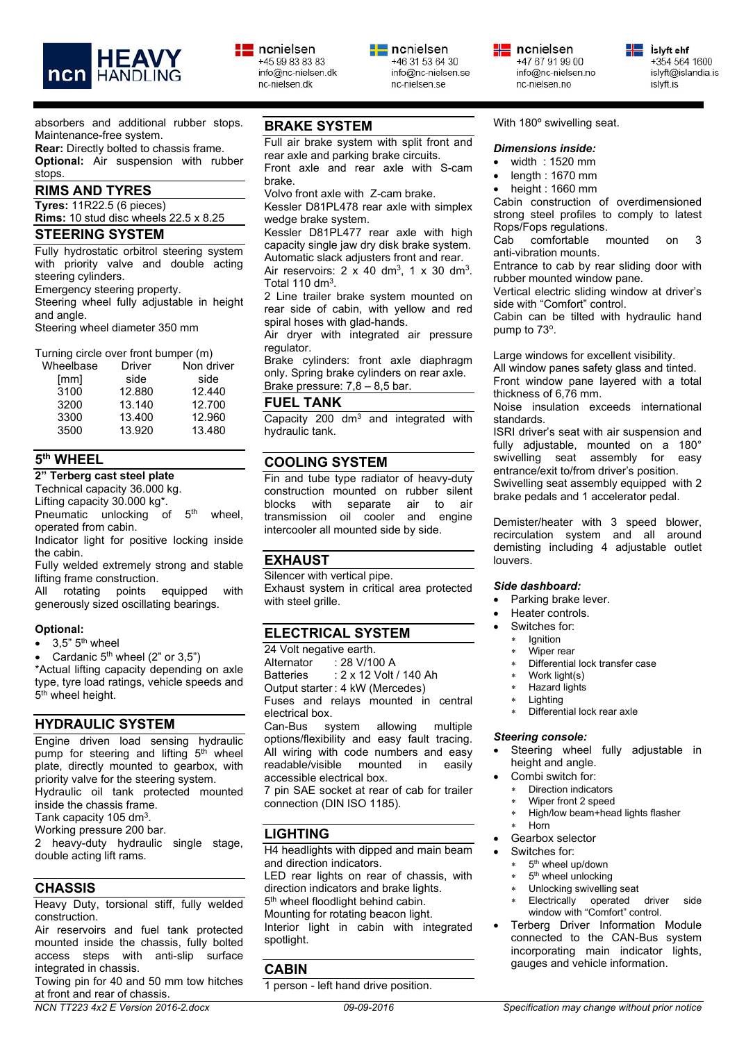absorbers and additional rubber stops. Maintenance-free system.
**Rear:** Directly bolted to chassis frame.
**Optional:** Air suspension with rubber stops.

## RIMS AND TYRES

**Tyres:** 11R22.5 (6 pieces)
**Rims:** 10 stud disc wheels 22.5 x 8.25

## STEERING SYSTEM

Fully hydrostatic orbitrol steering system with priority valve and double acting steering cylinders.
Emergency steering property.
Steering wheel fully adjustable in height and angle.
Steering wheel diameter 350 mm

Turning circle over front bumper (m)

| Wheelbase [mm] | Driver side | Non driver side |
|---|---|---|
| 3100 | 12.880 | 12.440 |
| 3200 | 13.140 | 12.700 |
| 3300 | 13.400 | 12.960 |
| 3500 | 13.920 | 13.480 |

## 5th WHEEL

**2" Terberg cast steel plate**
Technical capacity 36.000 kg.
Lifting capacity 30.000 kg*.
Pneumatic unlocking of 5th wheel, operated from cabin.
Indicator light for positive locking inside the cabin.
Fully welded extremely strong and stable lifting frame construction.
All rotating points equipped with generously sized oscillating bearings.

**Optional:**

- 3,5" 5th wheel
- Cardanic 5th wheel (2" or 3,5")

*Actual lifting capacity depending on axle type, tyre load ratings, vehicle speeds and 5th wheel height.

## HYDRAULIC SYSTEM

Engine driven load sensing hydraulic pump for steering and lifting 5th wheel plate, directly mounted to gearbox, with priority valve for the steering system.
Hydraulic oil tank protected mounted inside the chassis frame.
Tank capacity 105 dm$^3$.
Working pressure 200 bar.
2 heavy-duty hydraulic single stage, double acting lift rams.

## CHASSIS

Heavy Duty, torsional stiff, fully welded construction.
Air reservoirs and fuel tank protected mounted inside the chassis, fully bolted access steps with anti-slip surface integrated in chassis.
Towing pin for 40 and 50 mm tow hitches at front and rear of chassis.

## BRAKE SYSTEM

Full air brake system with split front and rear axle and parking brake circuits.
Front axle and rear axle with S-cam brake.
Volvo front axle with Z-cam brake.
Kessler D81PL478 rear axle with simplex wedge brake system.
Kessler D81PL477 rear axle with high capacity single jaw dry disk brake system.
Automatic slack adjusters front and rear.
Air reservoirs: 2 x 40 dm$^3$, 1 x 30 dm$^3$.
Total 110 dm$^3$.
2 Line trailer brake system mounted on rear side of cabin, with yellow and red spiral hoses with glad-hands.
Air dryer with integrated air pressure regulator.
Brake cylinders: front axle diaphragm only. Spring brake cylinders on rear axle.
Brake pressure: 7,8 – 8,5 bar.

## FUEL TANK

Capacity 200 dm$^3$ and integrated with hydraulic tank.

## COOLING SYSTEM

Fin and tube type radiator of heavy-duty construction mounted on rubber silent blocks with separate air to air transmission oil cooler and engine intercooler all mounted side by side.

## EXHAUST

Silencer with vertical pipe.
Exhaust system in critical area protected with steel grille.

## ELECTRICAL SYSTEM

24 Volt negative earth.
Alternator : 28 V/100 A
Batteries : 2 x 12 Volt / 140 Ah
Output starter : 4 kW (Mercedes)
Fuses and relays mounted in central electrical box.
Can-Bus system allowing multiple options/flexibility and easy fault tracing.
All wiring with code numbers and easy readable/visible mounted in easily accessible electrical box.
7 pin SAE socket at rear of cab for trailer connection (DIN ISO 1185).

## LIGHTING

H4 headlights with dipped and main beam and direction indicators.
LED rear lights on rear of chassis, with direction indicators and brake lights.
5th wheel floodlight behind cabin.
Mounting for rotating beacon light.
Interior light in cabin with integrated spotlight.

## CABIN

1 person - left hand drive position.
With 180° swivelling seat.

***Dimensions inside:***

- width : 1520 mm
- length : 1670 mm
- height : 1660 mm

Cabin construction of overdimensioned strong steel profiles to comply to latest Rops/Fops regulations.
Cab comfortable mounted on 3 anti-vibration mounts.
Entrance to cab by rear sliding door with rubber mounted window pane.
Vertical electric sliding window at driver's side with "Comfort" control.
Cabin can be tilted with hydraulic hand pump to 73°.

Large windows for excellent visibility.
All window panes safety glass and tinted.
Front window pane layered with a total thickness of 6,76 mm.
Noise insulation exceeds international standards.
ISRI driver's seat with air suspension and fully adjustable, mounted on a 180° swivelling seat assembly for easy entrance/exit to/from driver's position.
Swivelling seat assembly equipped with 2 brake pedals and 1 accelerator pedal.

Demister/heater with 3 speed blower, recirculation system and all around demisting including 4 adjustable outlet louvers.

***Side dashboard:***

- Parking brake lever.
- Heater controls.
- Switches for:
  - Ignition
  - Wiper rear
  - Differential lock transfer case
  - Work light(s)
  - Hazard lights
  - Lighting
  - Differential lock rear axle

***Steering console:***

- Steering wheel fully adjustable in height and angle.
- Combi switch for:
  - Direction indicators
  - Wiper front 2 speed
  - High/low beam+head lights flasher
  - Horn
- Gearbox selector
- Switches for:
  - 5th wheel up/down
  - 5th wheel unlocking
  - Unlocking swivelling seat
  - Electrically operated driver side window with "Comfort" control.
- Terberg Driver Information Module connected to the CAN-Bus system incorporating main indicator lights, gauges and vehicle information.

NCN TT223 4x2 E Version 2016-2.docx | 09-09-2016 | *Specification may change without prior notice*